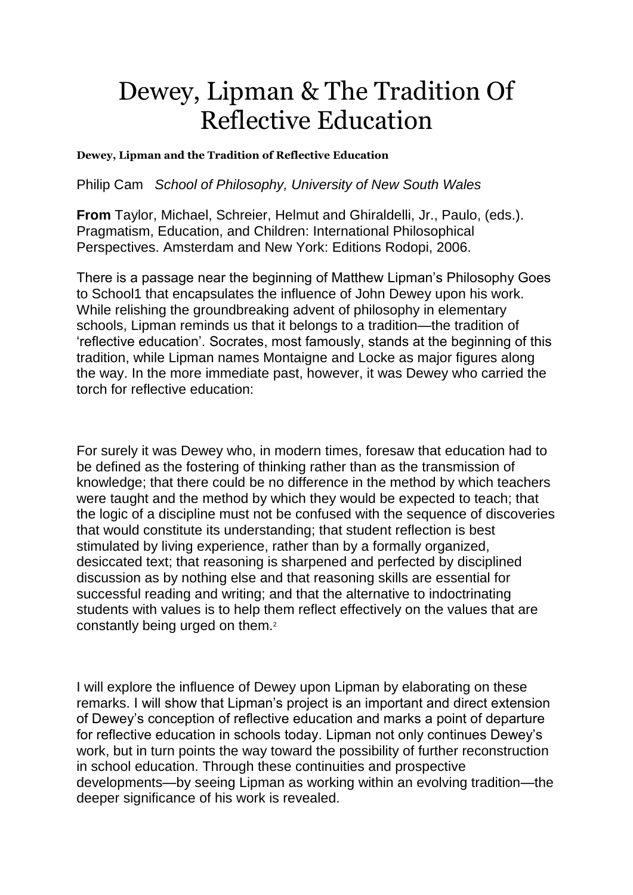# Dewey, Lipman & The Tradition Of Reflective Education

**Dewey, Lipman and the Tradition of Reflective Education**

Philip Cam *School of Philosophy, University of New South Wales*

**From** Taylor, Michael, Schreier, Helmut and Ghiraldelli, Jr., Paulo, (eds.). Pragmatism, Education, and Children: International Philosophical Perspectives. Amsterdam and New York: Editions Rodopi, 2006.

There is a passage near the beginning of Matthew Lipman's Philosophy Goes to School[1] that encapsulates the influence of John Dewey upon his work. While relishing the groundbreaking advent of philosophy in elementary schools, Lipman reminds us that it belongs to a tradition—the tradition of 'reflective education'. Socrates, most famously, stands at the beginning of this tradition, while Lipman names Montaigne and Locke as major figures along the way. In the more immediate past, however, it was Dewey who carried the torch for reflective education:

For surely it was Dewey who, in modern times, foresaw that education had to be defined as the fostering of thinking rather than as the transmission of knowledge; that there could be no difference in the method by which teachers were taught and the method by which they would be expected to teach; that the logic of a discipline must not be confused with the sequence of discoveries that would constitute its understanding; that student reflection is best stimulated by living experience, rather than by a formally organized, desiccated text; that reasoning is sharpened and perfected by disciplined discussion as by nothing else and that reasoning skills are essential for successful reading and writing; and that the alternative to indoctrinating students with values is to help them reflect effectively on the values that are constantly being urged on them.[2]

I will explore the influence of Dewey upon Lipman by elaborating on these remarks. I will show that Lipman's project is an important and direct extension of Dewey's conception of reflective education and marks a point of departure for reflective education in schools today. Lipman not only continues Dewey's work, but in turn points the way toward the possibility of further reconstruction in school education. Through these continuities and prospective developments—by seeing Lipman as working within an evolving tradition—the deeper significance of his work is revealed.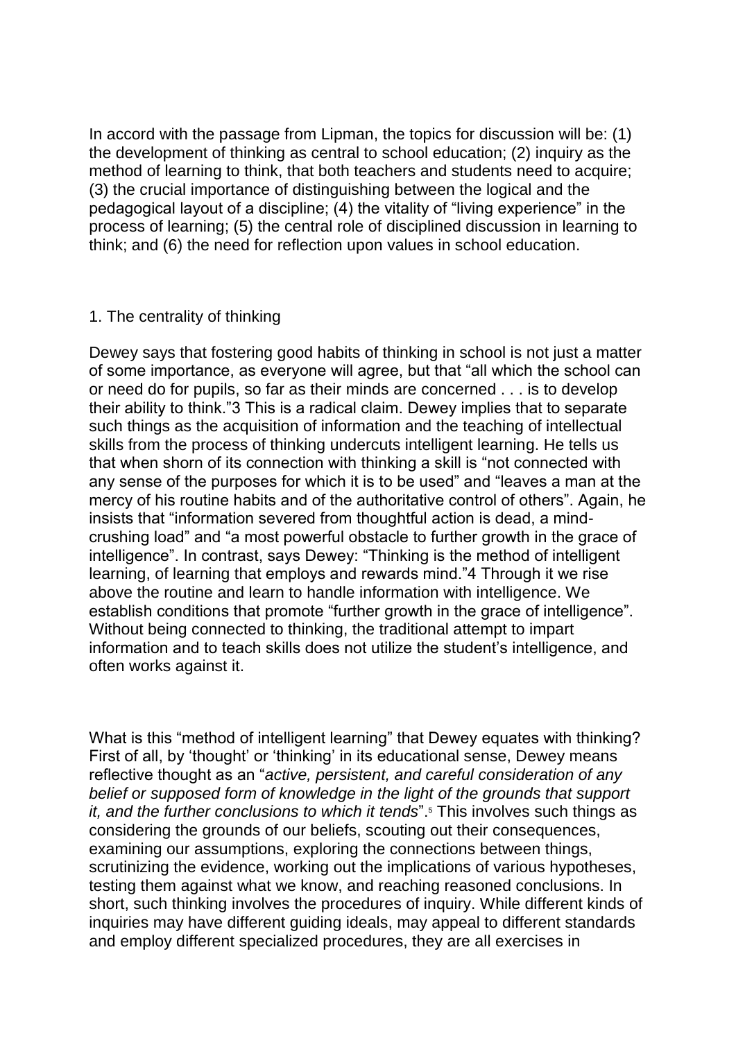In accord with the passage from Lipman, the topics for discussion will be: (1) the development of thinking as central to school education; (2) inquiry as the method of learning to think, that both teachers and students need to acquire; (3) the crucial importance of distinguishing between the logical and the pedagogical layout of a discipline; (4) the vitality of "living experience" in the process of learning; (5) the central role of disciplined discussion in learning to think; and (6) the need for reflection upon values in school education.

## 1. The centrality of thinking

Dewey says that fostering good habits of thinking in school is not just a matter of some importance, as everyone will agree, but that "all which the school can or need do for pupils, so far as their minds are concerned . . . is to develop their ability to think."[3] This is a radical claim. Dewey implies that to separate such things as the acquisition of information and the teaching of intellectual skills from the process of thinking undercuts intelligent learning. He tells us that when shorn of its connection with thinking a skill is "not connected with any sense of the purposes for which it is to be used" and "leaves a man at the mercy of his routine habits and of the authoritative control of others". Again, he insists that "information severed from thoughtful action is dead, a mind-crushing load" and "a most powerful obstacle to further growth in the grace of intelligence". In contrast, says Dewey: "Thinking is the method of intelligent learning, of learning that employs and rewards mind."[4] Through it we rise above the routine and learn to handle information with intelligence. We establish conditions that promote "further growth in the grace of intelligence". Without being connected to thinking, the traditional attempt to impart information and to teach skills does not utilize the student's intelligence, and often works against it.

What is this "method of intelligent learning" that Dewey equates with thinking? First of all, by 'thought' or 'thinking' in its educational sense, Dewey means reflective thought as an "*active, persistent, and careful consideration of any belief or supposed form of knowledge in the light of the grounds that support it, and the further conclusions to which it tends*".[5] This involves such things as considering the grounds of our beliefs, scouting out their consequences, examining our assumptions, exploring the connections between things, scrutinizing the evidence, working out the implications of various hypotheses, testing them against what we know, and reaching reasoned conclusions. In short, such thinking involves the procedures of inquiry. While different kinds of inquiries may have different guiding ideals, may appeal to different standards and employ different specialized procedures, they are all exercises in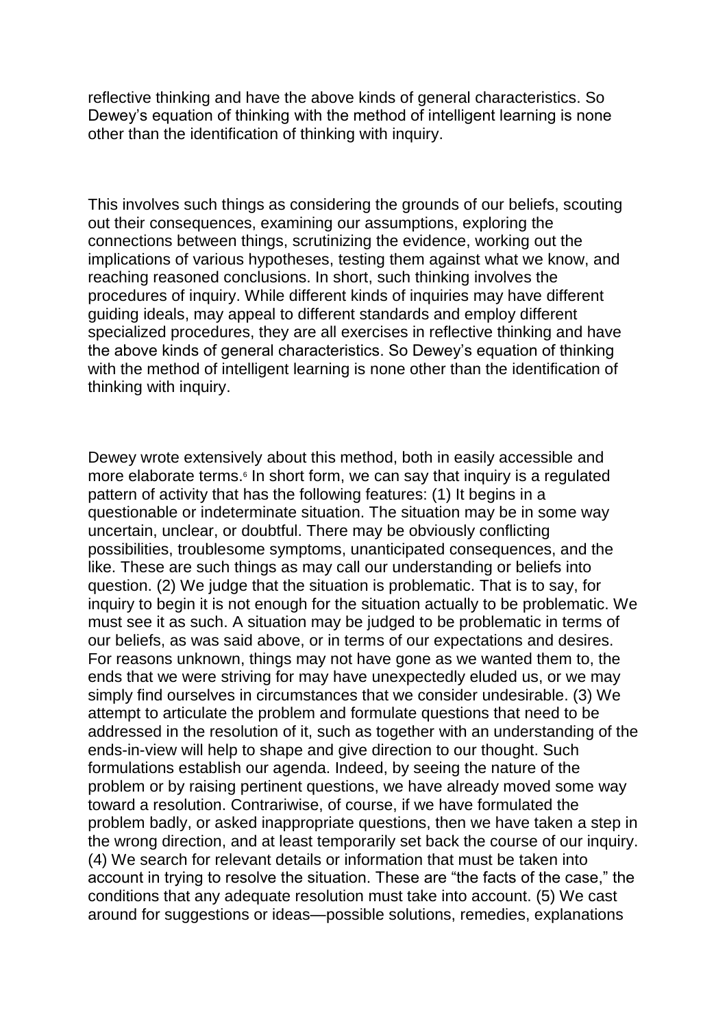reflective thinking and have the above kinds of general characteristics. So Dewey's equation of thinking with the method of intelligent learning is none other than the identification of thinking with inquiry.

This involves such things as considering the grounds of our beliefs, scouting out their consequences, examining our assumptions, exploring the connections between things, scrutinizing the evidence, working out the implications of various hypotheses, testing them against what we know, and reaching reasoned conclusions. In short, such thinking involves the procedures of inquiry. While different kinds of inquiries may have different guiding ideals, may appeal to different standards and employ different specialized procedures, they are all exercises in reflective thinking and have the above kinds of general characteristics. So Dewey's equation of thinking with the method of intelligent learning is none other than the identification of thinking with inquiry.

Dewey wrote extensively about this method, both in easily accessible and more elaborate terms.[6] In short form, we can say that inquiry is a regulated pattern of activity that has the following features: (1) It begins in a questionable or indeterminate situation. The situation may be in some way uncertain, unclear, or doubtful. There may be obviously conflicting possibilities, troublesome symptoms, unanticipated consequences, and the like. These are such things as may call our understanding or beliefs into question. (2) We judge that the situation is problematic. That is to say, for inquiry to begin it is not enough for the situation actually to be problematic. We must see it as such. A situation may be judged to be problematic in terms of our beliefs, as was said above, or in terms of our expectations and desires. For reasons unknown, things may not have gone as we wanted them to, the ends that we were striving for may have unexpectedly eluded us, or we may simply find ourselves in circumstances that we consider undesirable. (3) We attempt to articulate the problem and formulate questions that need to be addressed in the resolution of it, such as together with an understanding of the ends-in-view will help to shape and give direction to our thought. Such formulations establish our agenda. Indeed, by seeing the nature of the problem or by raising pertinent questions, we have already moved some way toward a resolution. Contrariwise, of course, if we have formulated the problem badly, or asked inappropriate questions, then we have taken a step in the wrong direction, and at least temporarily set back the course of our inquiry. (4) We search for relevant details or information that must be taken into account in trying to resolve the situation. These are "the facts of the case," the conditions that any adequate resolution must take into account. (5) We cast around for suggestions or ideas—possible solutions, remedies, explanations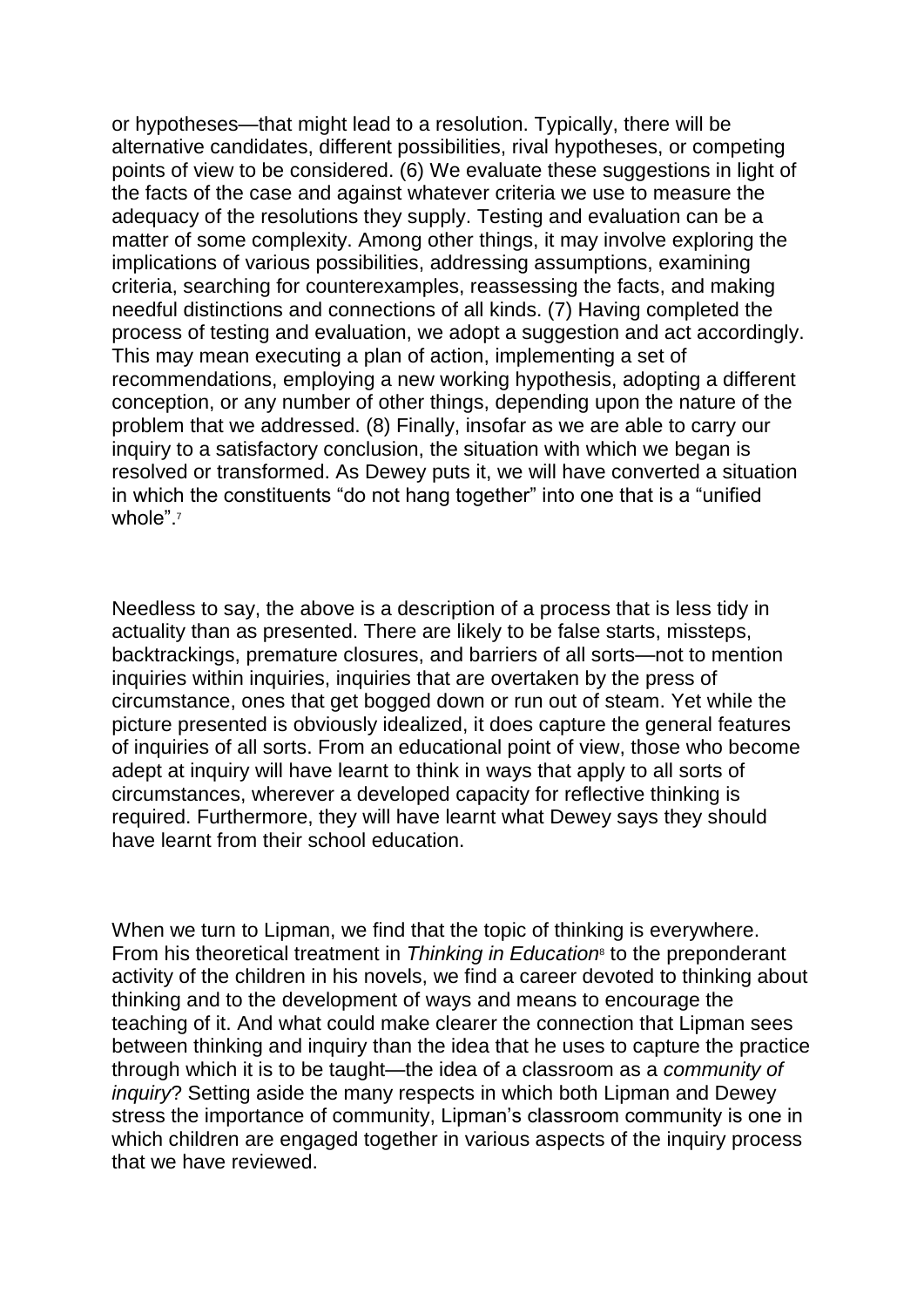or hypotheses—that might lead to a resolution. Typically, there will be alternative candidates, different possibilities, rival hypotheses, or competing points of view to be considered. (6) We evaluate these suggestions in light of the facts of the case and against whatever criteria we use to measure the adequacy of the resolutions they supply. Testing and evaluation can be a matter of some complexity. Among other things, it may involve exploring the implications of various possibilities, addressing assumptions, examining criteria, searching for counterexamples, reassessing the facts, and making needful distinctions and connections of all kinds. (7) Having completed the process of testing and evaluation, we adopt a suggestion and act accordingly. This may mean executing a plan of action, implementing a set of recommendations, employing a new working hypothesis, adopting a different conception, or any number of other things, depending upon the nature of the problem that we addressed. (8) Finally, insofar as we are able to carry our inquiry to a satisfactory conclusion, the situation with which we began is resolved or transformed. As Dewey puts it, we will have converted a situation in which the constituents "do not hang together" into one that is a "unified whole".[7]

Needless to say, the above is a description of a process that is less tidy in actuality than as presented. There are likely to be false starts, missteps, backtrackings, premature closures, and barriers of all sorts—not to mention inquiries within inquiries, inquiries that are overtaken by the press of circumstance, ones that get bogged down or run out of steam. Yet while the picture presented is obviously idealized, it does capture the general features of inquiries of all sorts. From an educational point of view, those who become adept at inquiry will have learnt to think in ways that apply to all sorts of circumstances, wherever a developed capacity for reflective thinking is required. Furthermore, they will have learnt what Dewey says they should have learnt from their school education.

When we turn to Lipman, we find that the topic of thinking is everywhere. From his theoretical treatment in *Thinking in Education*[8] to the preponderant activity of the children in his novels, we find a career devoted to thinking about thinking and to the development of ways and means to encourage the teaching of it. And what could make clearer the connection that Lipman sees between thinking and inquiry than the idea that he uses to capture the practice through which it is to be taught—the idea of a classroom as a *community of inquiry*? Setting aside the many respects in which both Lipman and Dewey stress the importance of community, Lipman's classroom community is one in which children are engaged together in various aspects of the inquiry process that we have reviewed.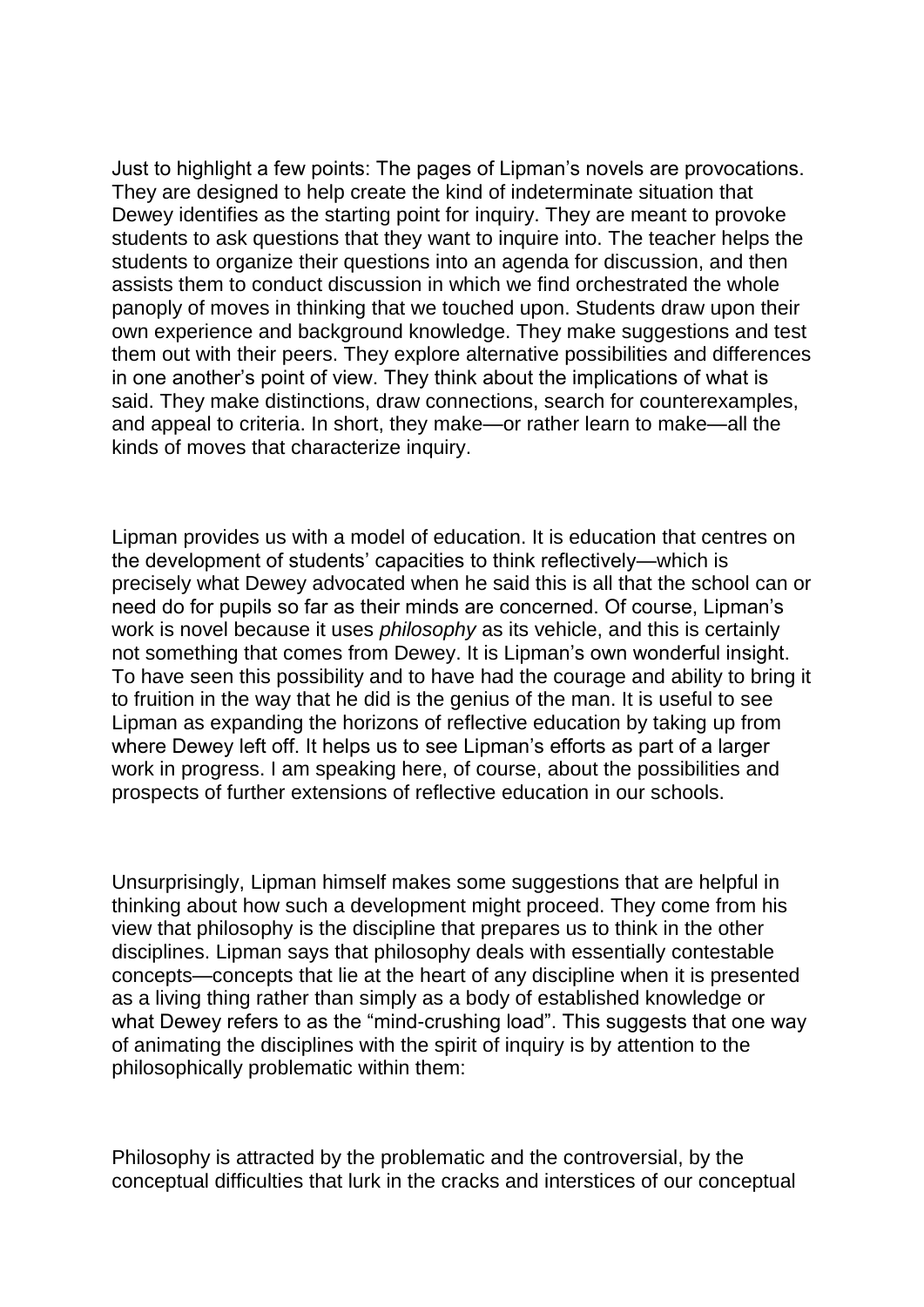Just to highlight a few points: The pages of Lipman's novels are provocations. They are designed to help create the kind of indeterminate situation that Dewey identifies as the starting point for inquiry. They are meant to provoke students to ask questions that they want to inquire into. The teacher helps the students to organize their questions into an agenda for discussion, and then assists them to conduct discussion in which we find orchestrated the whole panoply of moves in thinking that we touched upon. Students draw upon their own experience and background knowledge. They make suggestions and test them out with their peers. They explore alternative possibilities and differences in one another's point of view. They think about the implications of what is said. They make distinctions, draw connections, search for counterexamples, and appeal to criteria. In short, they make—or rather learn to make—all the kinds of moves that characterize inquiry.

Lipman provides us with a model of education. It is education that centres on the development of students' capacities to think reflectively—which is precisely what Dewey advocated when he said this is all that the school can or need do for pupils so far as their minds are concerned. Of course, Lipman's work is novel because it uses *philosophy* as its vehicle, and this is certainly not something that comes from Dewey. It is Lipman's own wonderful insight. To have seen this possibility and to have had the courage and ability to bring it to fruition in the way that he did is the genius of the man. It is useful to see Lipman as expanding the horizons of reflective education by taking up from where Dewey left off. It helps us to see Lipman's efforts as part of a larger work in progress. I am speaking here, of course, about the possibilities and prospects of further extensions of reflective education in our schools.

Unsurprisingly, Lipman himself makes some suggestions that are helpful in thinking about how such a development might proceed. They come from his view that philosophy is the discipline that prepares us to think in the other disciplines. Lipman says that philosophy deals with essentially contestable concepts—concepts that lie at the heart of any discipline when it is presented as a living thing rather than simply as a body of established knowledge or what Dewey refers to as the "mind-crushing load". This suggests that one way of animating the disciplines with the spirit of inquiry is by attention to the philosophically problematic within them:

Philosophy is attracted by the problematic and the controversial, by the conceptual difficulties that lurk in the cracks and interstices of our conceptual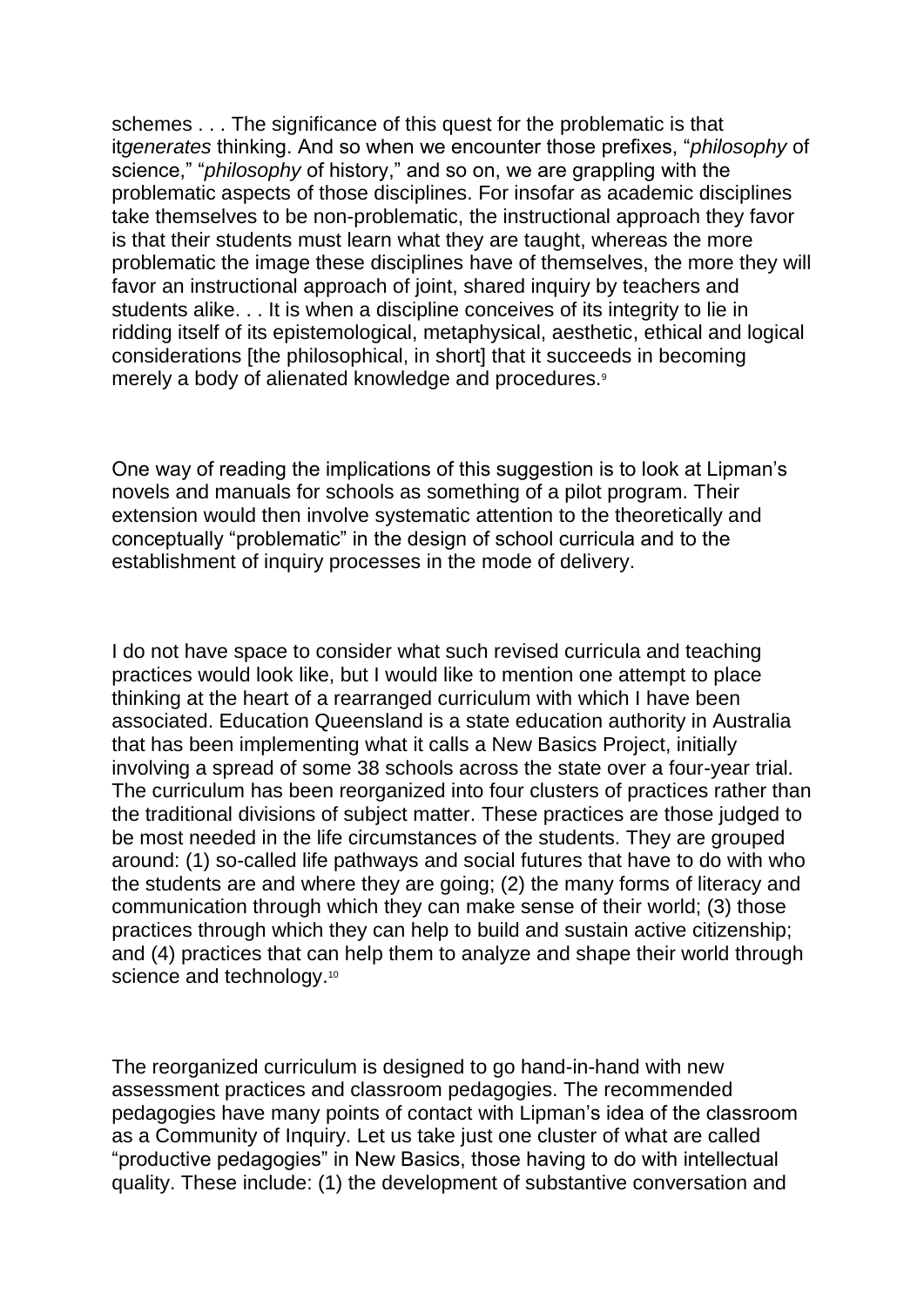schemes . . . The significance of this quest for the problematic is that it*generates* thinking. And so when we encounter those prefixes, "*philosophy* of science," "*philosophy* of history," and so on, we are grappling with the problematic aspects of those disciplines. For insofar as academic disciplines take themselves to be non-problematic, the instructional approach they favor is that their students must learn what they are taught, whereas the more problematic the image these disciplines have of themselves, the more they will favor an instructional approach of joint, shared inquiry by teachers and students alike. . . It is when a discipline conceives of its integrity to lie in ridding itself of its epistemological, metaphysical, aesthetic, ethical and logical considerations [the philosophical, in short] that it succeeds in becoming merely a body of alienated knowledge and procedures.[9]

One way of reading the implications of this suggestion is to look at Lipman's novels and manuals for schools as something of a pilot program. Their extension would then involve systematic attention to the theoretically and conceptually "problematic" in the design of school curricula and to the establishment of inquiry processes in the mode of delivery.

I do not have space to consider what such revised curricula and teaching practices would look like, but I would like to mention one attempt to place thinking at the heart of a rearranged curriculum with which I have been associated. Education Queensland is a state education authority in Australia that has been implementing what it calls a New Basics Project, initially involving a spread of some 38 schools across the state over a four-year trial. The curriculum has been reorganized into four clusters of practices rather than the traditional divisions of subject matter. These practices are those judged to be most needed in the life circumstances of the students. They are grouped around: (1) so-called life pathways and social futures that have to do with who the students are and where they are going; (2) the many forms of literacy and communication through which they can make sense of their world; (3) those practices through which they can help to build and sustain active citizenship; and (4) practices that can help them to analyze and shape their world through science and technology.[10]

The reorganized curriculum is designed to go hand-in-hand with new assessment practices and classroom pedagogies. The recommended pedagogies have many points of contact with Lipman's idea of the classroom as a Community of Inquiry. Let us take just one cluster of what are called "productive pedagogies" in New Basics, those having to do with intellectual quality. These include: (1) the development of substantive conversation and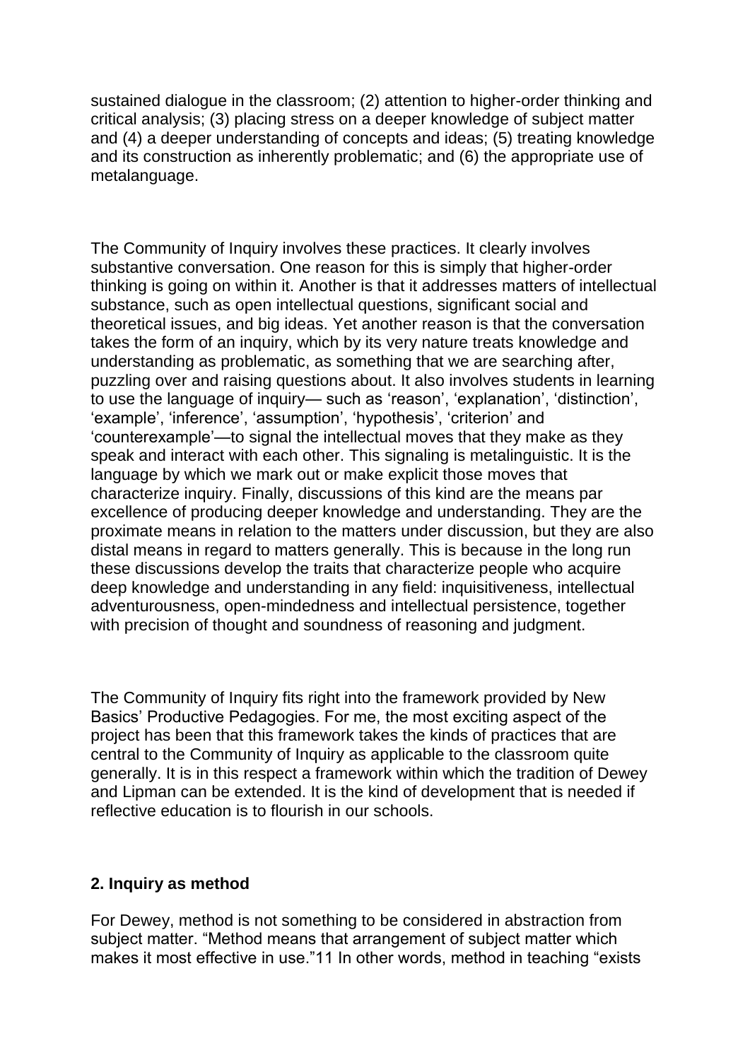sustained dialogue in the classroom; (2) attention to higher-order thinking and critical analysis; (3) placing stress on a deeper knowledge of subject matter and (4) a deeper understanding of concepts and ideas; (5) treating knowledge and its construction as inherently problematic; and (6) the appropriate use of metalanguage.

The Community of Inquiry involves these practices. It clearly involves substantive conversation. One reason for this is simply that higher-order thinking is going on within it. Another is that it addresses matters of intellectual substance, such as open intellectual questions, significant social and theoretical issues, and big ideas. Yet another reason is that the conversation takes the form of an inquiry, which by its very nature treats knowledge and understanding as problematic, as something that we are searching after, puzzling over and raising questions about. It also involves students in learning to use the language of inquiry— such as 'reason', 'explanation', 'distinction', 'example', 'inference', 'assumption', 'hypothesis', 'criterion' and 'counterexample'—to signal the intellectual moves that they make as they speak and interact with each other. This signaling is metalinguistic. It is the language by which we mark out or make explicit those moves that characterize inquiry. Finally, discussions of this kind are the means par excellence of producing deeper knowledge and understanding. They are the proximate means in relation to the matters under discussion, but they are also distal means in regard to matters generally. This is because in the long run these discussions develop the traits that characterize people who acquire deep knowledge and understanding in any field: inquisitiveness, intellectual adventurousness, open-mindedness and intellectual persistence, together with precision of thought and soundness of reasoning and judgment.

The Community of Inquiry fits right into the framework provided by New Basics' Productive Pedagogies. For me, the most exciting aspect of the project has been that this framework takes the kinds of practices that are central to the Community of Inquiry as applicable to the classroom quite generally. It is in this respect a framework within which the tradition of Dewey and Lipman can be extended. It is the kind of development that is needed if reflective education is to flourish in our schools.

## 2. Inquiry as method

For Dewey, method is not something to be considered in abstraction from subject matter. "Method means that arrangement of subject matter which makes it most effective in use."11 In other words, method in teaching "exists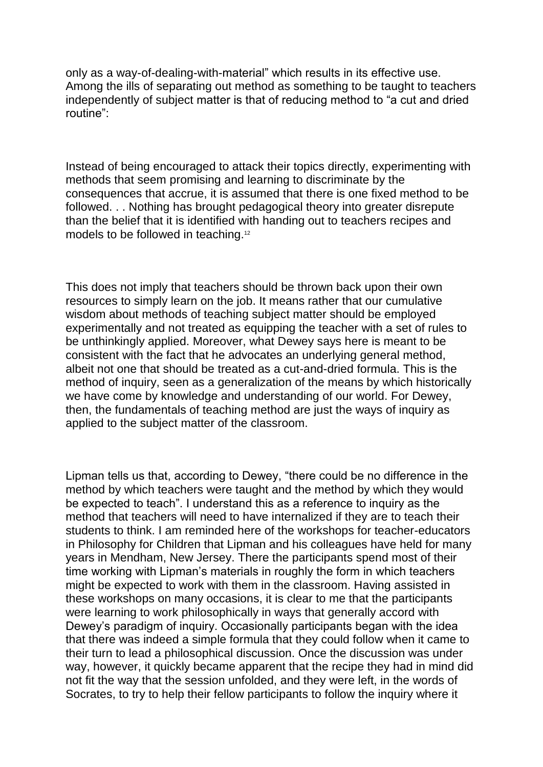only as a way-of-dealing-with-material" which results in its effective use. Among the ills of separating out method as something to be taught to teachers independently of subject matter is that of reducing method to "a cut and dried routine":

Instead of being encouraged to attack their topics directly, experimenting with methods that seem promising and learning to discriminate by the consequences that accrue, it is assumed that there is one fixed method to be followed. . . Nothing has brought pedagogical theory into greater disrepute than the belief that it is identified with handing out to teachers recipes and models to be followed in teaching.[12]

This does not imply that teachers should be thrown back upon their own resources to simply learn on the job. It means rather that our cumulative wisdom about methods of teaching subject matter should be employed experimentally and not treated as equipping the teacher with a set of rules to be unthinkingly applied. Moreover, what Dewey says here is meant to be consistent with the fact that he advocates an underlying general method, albeit not one that should be treated as a cut-and-dried formula. This is the method of inquiry, seen as a generalization of the means by which historically we have come by knowledge and understanding of our world. For Dewey, then, the fundamentals of teaching method are just the ways of inquiry as applied to the subject matter of the classroom.

Lipman tells us that, according to Dewey, "there could be no difference in the method by which teachers were taught and the method by which they would be expected to teach". I understand this as a reference to inquiry as the method that teachers will need to have internalized if they are to teach their students to think. I am reminded here of the workshops for teacher-educators in Philosophy for Children that Lipman and his colleagues have held for many years in Mendham, New Jersey. There the participants spend most of their time working with Lipman's materials in roughly the form in which teachers might be expected to work with them in the classroom. Having assisted in these workshops on many occasions, it is clear to me that the participants were learning to work philosophically in ways that generally accord with Dewey's paradigm of inquiry. Occasionally participants began with the idea that there was indeed a simple formula that they could follow when it came to their turn to lead a philosophical discussion. Once the discussion was under way, however, it quickly became apparent that the recipe they had in mind did not fit the way that the session unfolded, and they were left, in the words of Socrates, to try to help their fellow participants to follow the inquiry where it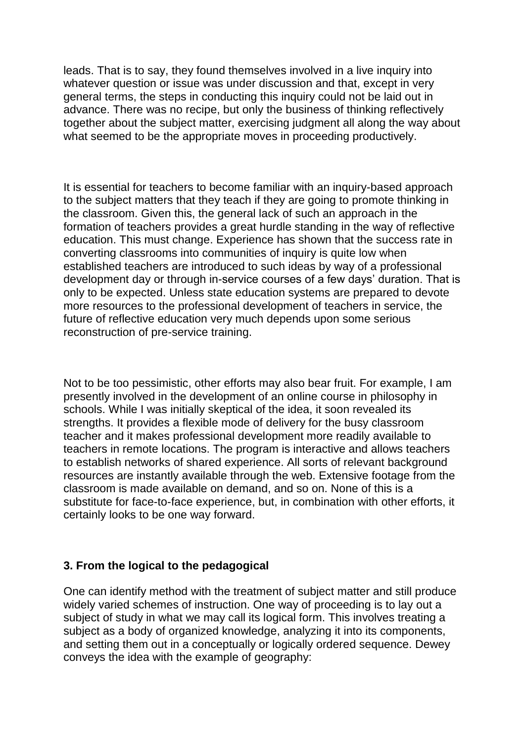leads. That is to say, they found themselves involved in a live inquiry into whatever question or issue was under discussion and that, except in very general terms, the steps in conducting this inquiry could not be laid out in advance. There was no recipe, but only the business of thinking reflectively together about the subject matter, exercising judgment all along the way about what seemed to be the appropriate moves in proceeding productively.

It is essential for teachers to become familiar with an inquiry-based approach to the subject matters that they teach if they are going to promote thinking in the classroom. Given this, the general lack of such an approach in the formation of teachers provides a great hurdle standing in the way of reflective education. This must change. Experience has shown that the success rate in converting classrooms into communities of inquiry is quite low when established teachers are introduced to such ideas by way of a professional development day or through in-service courses of a few days' duration. That is only to be expected. Unless state education systems are prepared to devote more resources to the professional development of teachers in service, the future of reflective education very much depends upon some serious reconstruction of pre-service training.

Not to be too pessimistic, other efforts may also bear fruit. For example, I am presently involved in the development of an online course in philosophy in schools. While I was initially skeptical of the idea, it soon revealed its strengths. It provides a flexible mode of delivery for the busy classroom teacher and it makes professional development more readily available to teachers in remote locations. The program is interactive and allows teachers to establish networks of shared experience. All sorts of relevant background resources are instantly available through the web. Extensive footage from the classroom is made available on demand, and so on. None of this is a substitute for face-to-face experience, but, in combination with other efforts, it certainly looks to be one way forward.

### 3. From the logical to the pedagogical

One can identify method with the treatment of subject matter and still produce widely varied schemes of instruction. One way of proceeding is to lay out a subject of study in what we may call its logical form. This involves treating a subject as a body of organized knowledge, analyzing it into its components, and setting them out in a conceptually or logically ordered sequence. Dewey conveys the idea with the example of geography: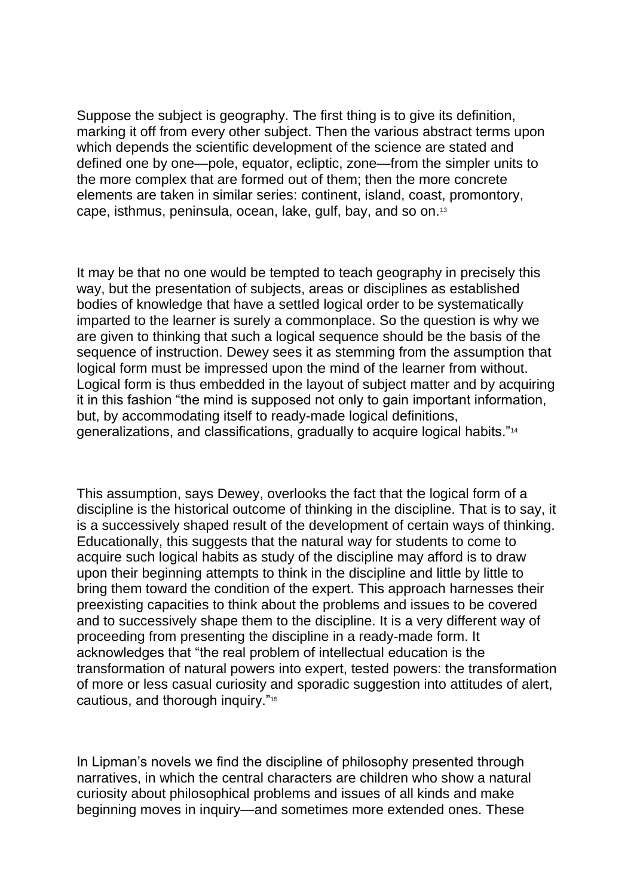Suppose the subject is geography. The first thing is to give its definition, marking it off from every other subject. Then the various abstract terms upon which depends the scientific development of the science are stated and defined one by one—pole, equator, ecliptic, zone—from the simpler units to the more complex that are formed out of them; then the more concrete elements are taken in similar series: continent, island, coast, promontory, cape, isthmus, peninsula, ocean, lake, gulf, bay, and so on.[13]

It may be that no one would be tempted to teach geography in precisely this way, but the presentation of subjects, areas or disciplines as established bodies of knowledge that have a settled logical order to be systematically imparted to the learner is surely a commonplace. So the question is why we are given to thinking that such a logical sequence should be the basis of the sequence of instruction. Dewey sees it as stemming from the assumption that logical form must be impressed upon the mind of the learner from without. Logical form is thus embedded in the layout of subject matter and by acquiring it in this fashion "the mind is supposed not only to gain important information, but, by accommodating itself to ready-made logical definitions, generalizations, and classifications, gradually to acquire logical habits."[14]

This assumption, says Dewey, overlooks the fact that the logical form of a discipline is the historical outcome of thinking in the discipline. That is to say, it is a successively shaped result of the development of certain ways of thinking. Educationally, this suggests that the natural way for students to come to acquire such logical habits as study of the discipline may afford is to draw upon their beginning attempts to think in the discipline and little by little to bring them toward the condition of the expert. This approach harnesses their preexisting capacities to think about the problems and issues to be covered and to successively shape them to the discipline. It is a very different way of proceeding from presenting the discipline in a ready-made form. It acknowledges that "the real problem of intellectual education is the transformation of natural powers into expert, tested powers: the transformation of more or less casual curiosity and sporadic suggestion into attitudes of alert, cautious, and thorough inquiry."[15]

In Lipman's novels we find the discipline of philosophy presented through narratives, in which the central characters are children who show a natural curiosity about philosophical problems and issues of all kinds and make beginning moves in inquiry—and sometimes more extended ones. These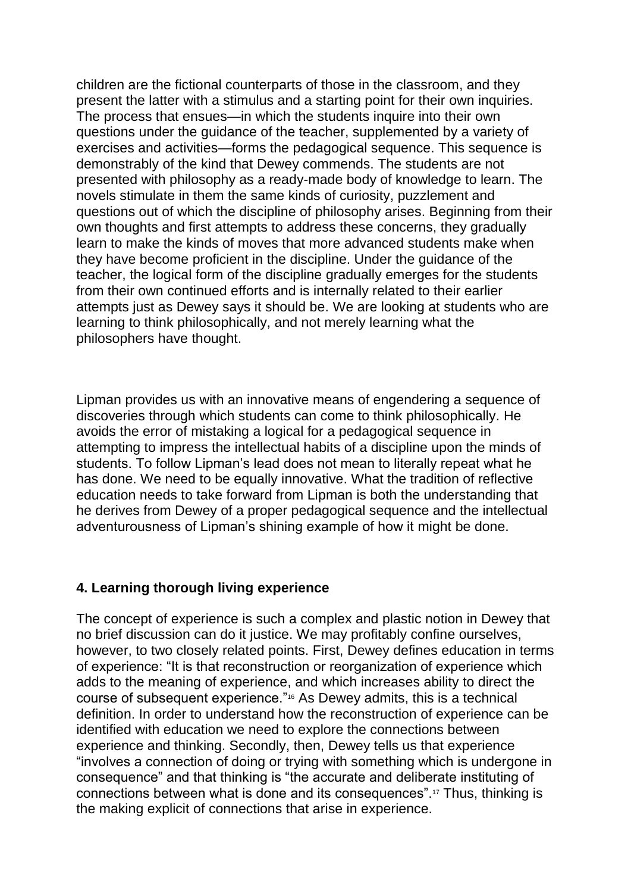children are the fictional counterparts of those in the classroom, and they present the latter with a stimulus and a starting point for their own inquiries. The process that ensues—in which the students inquire into their own questions under the guidance of the teacher, supplemented by a variety of exercises and activities—forms the pedagogical sequence. This sequence is demonstrably of the kind that Dewey commends. The students are not presented with philosophy as a ready-made body of knowledge to learn. The novels stimulate in them the same kinds of curiosity, puzzlement and questions out of which the discipline of philosophy arises. Beginning from their own thoughts and first attempts to address these concerns, they gradually learn to make the kinds of moves that more advanced students make when they have become proficient in the discipline. Under the guidance of the teacher, the logical form of the discipline gradually emerges for the students from their own continued efforts and is internally related to their earlier attempts just as Dewey says it should be. We are looking at students who are learning to think philosophically, and not merely learning what the philosophers have thought.

Lipman provides us with an innovative means of engendering a sequence of discoveries through which students can come to think philosophically. He avoids the error of mistaking a logical for a pedagogical sequence in attempting to impress the intellectual habits of a discipline upon the minds of students. To follow Lipman's lead does not mean to literally repeat what he has done. We need to be equally innovative. What the tradition of reflective education needs to take forward from Lipman is both the understanding that he derives from Dewey of a proper pedagogical sequence and the intellectual adventurousness of Lipman's shining example of how it might be done.

### 4. Learning thorough living experience

The concept of experience is such a complex and plastic notion in Dewey that no brief discussion can do it justice. We may profitably confine ourselves, however, to two closely related points. First, Dewey defines education in terms of experience: "It is that reconstruction or reorganization of experience which adds to the meaning of experience, and which increases ability to direct the course of subsequent experience."[16] As Dewey admits, this is a technical definition. In order to understand how the reconstruction of experience can be identified with education we need to explore the connections between experience and thinking. Secondly, then, Dewey tells us that experience "involves a connection of doing or trying with something which is undergone in consequence" and that thinking is "the accurate and deliberate instituting of connections between what is done and its consequences".[17] Thus, thinking is the making explicit of connections that arise in experience.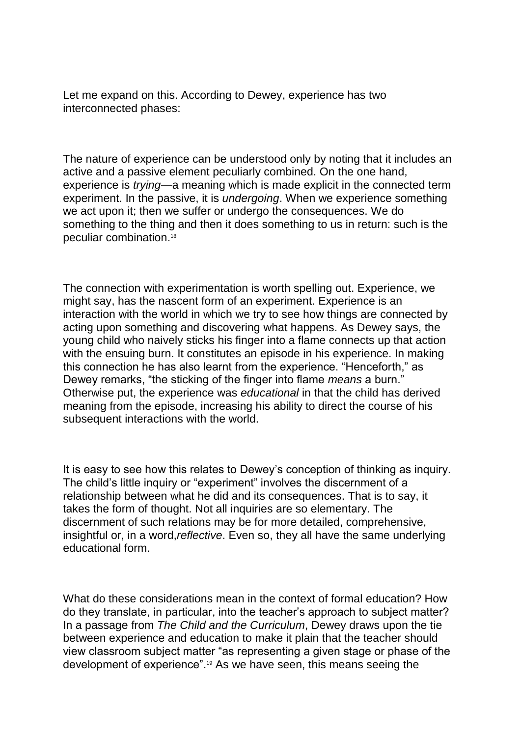Let me expand on this. According to Dewey, experience has two interconnected phases:

> The nature of experience can be understood only by noting that it includes an active and a passive element peculiarly combined. On the one hand, experience is *trying*—a meaning which is made explicit in the connected term experiment. In the passive, it is *undergoing*. When we experience something we act upon it; then we suffer or undergo the consequences. We do something to the thing and then it does something to us in return: such is the peculiar combination.[18]

The connection with experimentation is worth spelling out. Experience, we might say, has the nascent form of an experiment. Experience is an interaction with the world in which we try to see how things are connected by acting upon something and discovering what happens. As Dewey says, the young child who naively sticks his finger into a flame connects up that action with the ensuing burn. It constitutes an episode in his experience. In making this connection he has also learnt from the experience. "Henceforth," as Dewey remarks, "the sticking of the finger into flame *means* a burn." Otherwise put, the experience was *educational* in that the child has derived meaning from the episode, increasing his ability to direct the course of his subsequent interactions with the world.

It is easy to see how this relates to Dewey's conception of thinking as inquiry. The child's little inquiry or "experiment" involves the discernment of a relationship between what he did and its consequences. That is to say, it takes the form of thought. Not all inquiries are so elementary. The discernment of such relations may be for more detailed, comprehensive, insightful or, in a word,*reflective*. Even so, they all have the same underlying educational form.

What do these considerations mean in the context of formal education? How do they translate, in particular, into the teacher's approach to subject matter? In a passage from *The Child and the Curriculum*, Dewey draws upon the tie between experience and education to make it plain that the teacher should view classroom subject matter "as representing a given stage or phase of the development of experience".[19] As we have seen, this means seeing the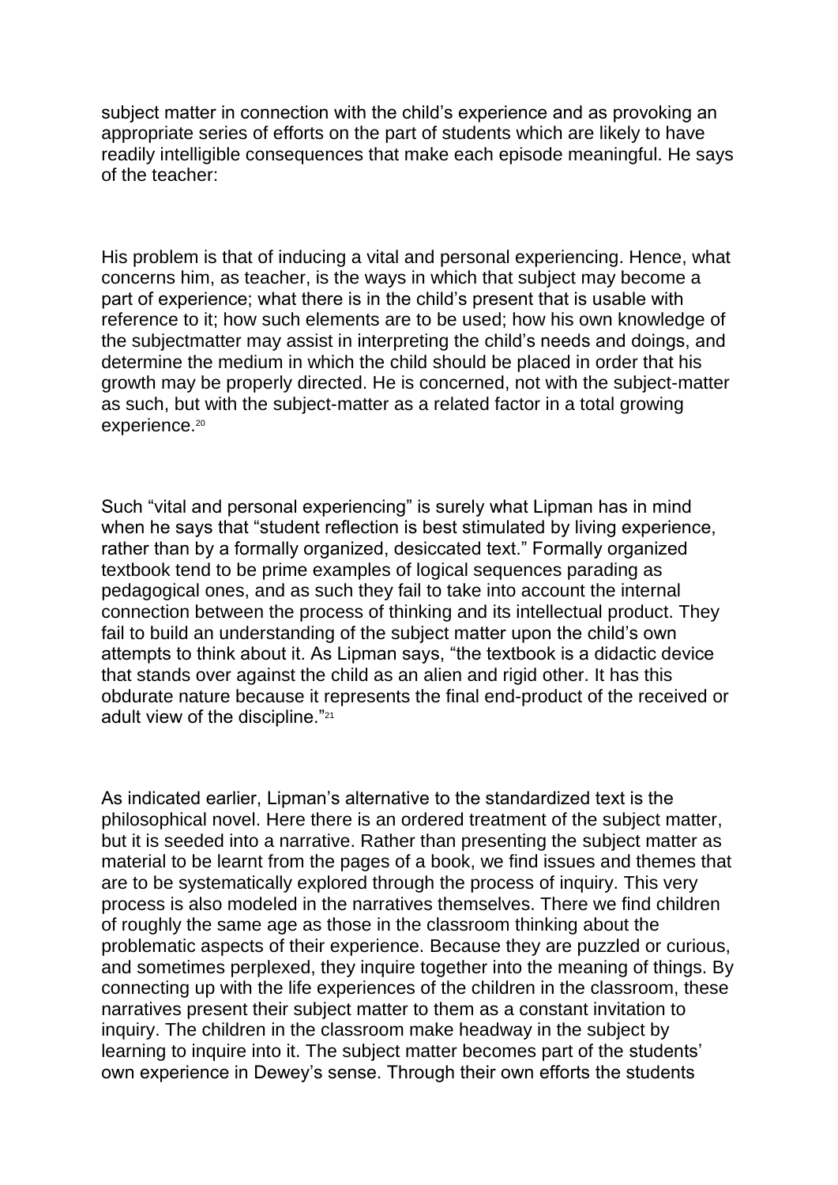subject matter in connection with the child's experience and as provoking an appropriate series of efforts on the part of students which are likely to have readily intelligible consequences that make each episode meaningful. He says of the teacher:

His problem is that of inducing a vital and personal experiencing. Hence, what concerns him, as teacher, is the ways in which that subject may become a part of experience; what there is in the child's present that is usable with reference to it; how such elements are to be used; how his own knowledge of the subjectmatter may assist in interpreting the child's needs and doings, and determine the medium in which the child should be placed in order that his growth may be properly directed. He is concerned, not with the subject-matter as such, but with the subject-matter as a related factor in a total growing experience.[20]

Such "vital and personal experiencing" is surely what Lipman has in mind when he says that "student reflection is best stimulated by living experience, rather than by a formally organized, desiccated text." Formally organized textbook tend to be prime examples of logical sequences parading as pedagogical ones, and as such they fail to take into account the internal connection between the process of thinking and its intellectual product. They fail to build an understanding of the subject matter upon the child's own attempts to think about it. As Lipman says, "the textbook is a didactic device that stands over against the child as an alien and rigid other. It has this obdurate nature because it represents the final end-product of the received or adult view of the discipline."[21]

As indicated earlier, Lipman's alternative to the standardized text is the philosophical novel. Here there is an ordered treatment of the subject matter, but it is seeded into a narrative. Rather than presenting the subject matter as material to be learnt from the pages of a book, we find issues and themes that are to be systematically explored through the process of inquiry. This very process is also modeled in the narratives themselves. There we find children of roughly the same age as those in the classroom thinking about the problematic aspects of their experience. Because they are puzzled or curious, and sometimes perplexed, they inquire together into the meaning of things. By connecting up with the life experiences of the children in the classroom, these narratives present their subject matter to them as a constant invitation to inquiry. The children in the classroom make headway in the subject by learning to inquire into it. The subject matter becomes part of the students' own experience in Dewey's sense. Through their own efforts the students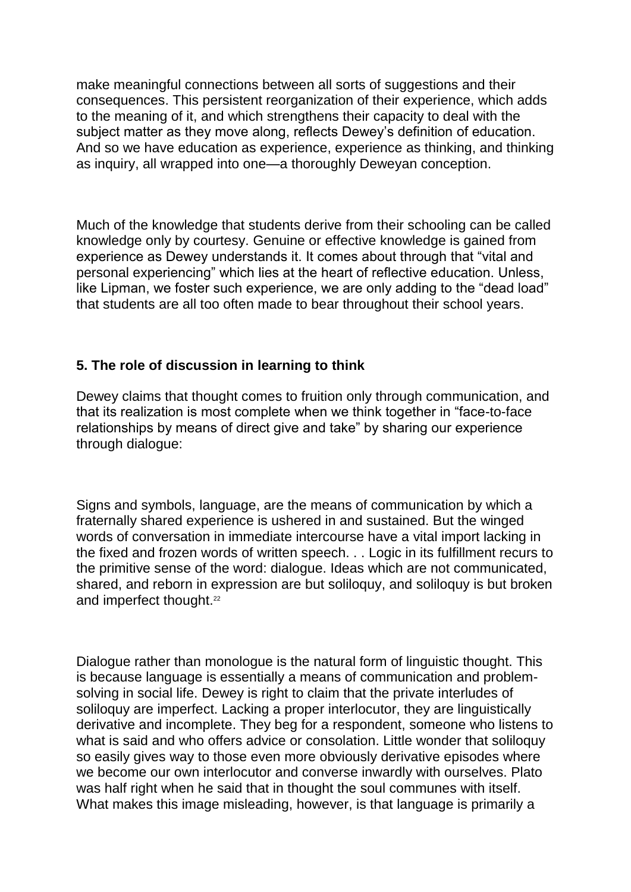make meaningful connections between all sorts of suggestions and their consequences. This persistent reorganization of their experience, which adds to the meaning of it, and which strengthens their capacity to deal with the subject matter as they move along, reflects Dewey's definition of education. And so we have education as experience, experience as thinking, and thinking as inquiry, all wrapped into one—a thoroughly Deweyan conception.

Much of the knowledge that students derive from their schooling can be called knowledge only by courtesy. Genuine or effective knowledge is gained from experience as Dewey understands it. It comes about through that "vital and personal experiencing" which lies at the heart of reflective education. Unless, like Lipman, we foster such experience, we are only adding to the "dead load" that students are all too often made to bear throughout their school years.

### 5. The role of discussion in learning to think

Dewey claims that thought comes to fruition only through communication, and that its realization is most complete when we think together in "face-to-face relationships by means of direct give and take" by sharing our experience through dialogue:

Signs and symbols, language, are the means of communication by which a fraternally shared experience is ushered in and sustained. But the winged words of conversation in immediate intercourse have a vital import lacking in the fixed and frozen words of written speech. . . Logic in its fulfillment recurs to the primitive sense of the word: dialogue. Ideas which are not communicated, shared, and reborn in expression are but soliloquy, and soliloquy is but broken and imperfect thought.[22]

Dialogue rather than monologue is the natural form of linguistic thought. This is because language is essentially a means of communication and problem-solving in social life. Dewey is right to claim that the private interludes of soliloquy are imperfect. Lacking a proper interlocutor, they are linguistically derivative and incomplete. They beg for a respondent, someone who listens to what is said and who offers advice or consolation. Little wonder that soliloquy so easily gives way to those even more obviously derivative episodes where we become our own interlocutor and converse inwardly with ourselves. Plato was half right when he said that in thought the soul communes with itself. What makes this image misleading, however, is that language is primarily a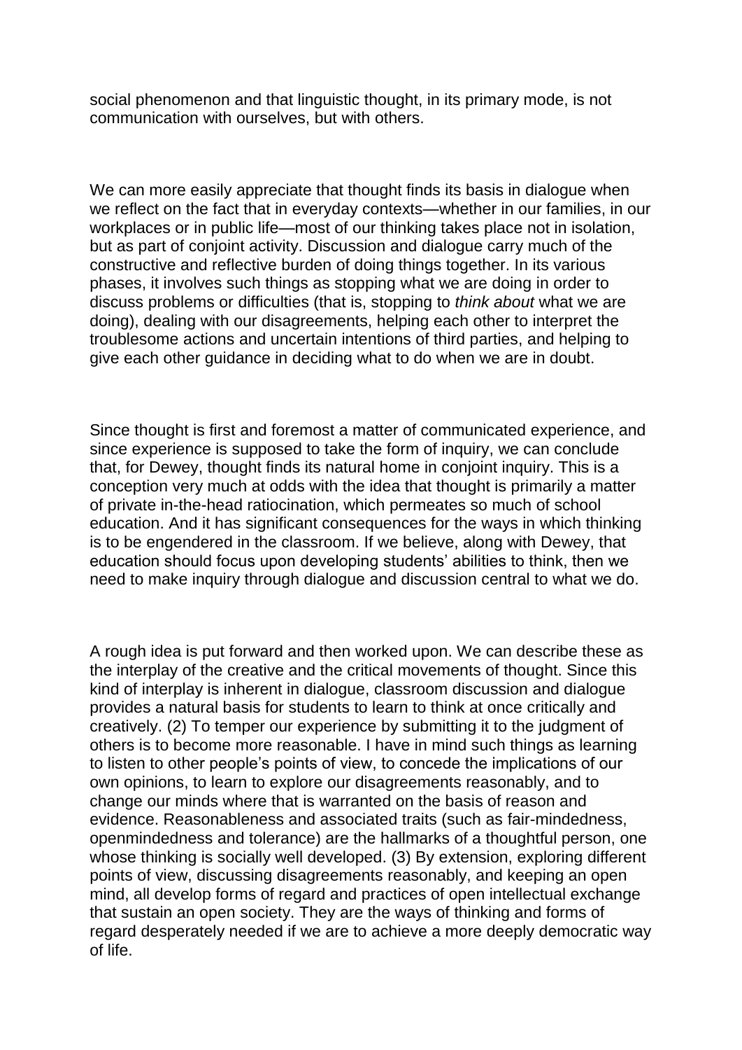social phenomenon and that linguistic thought, in its primary mode, is not communication with ourselves, but with others.

We can more easily appreciate that thought finds its basis in dialogue when we reflect on the fact that in everyday contexts—whether in our families, in our workplaces or in public life—most of our thinking takes place not in isolation, but as part of conjoint activity. Discussion and dialogue carry much of the constructive and reflective burden of doing things together. In its various phases, it involves such things as stopping what we are doing in order to discuss problems or difficulties (that is, stopping to *think about* what we are doing), dealing with our disagreements, helping each other to interpret the troublesome actions and uncertain intentions of third parties, and helping to give each other guidance in deciding what to do when we are in doubt.

Since thought is first and foremost a matter of communicated experience, and since experience is supposed to take the form of inquiry, we can conclude that, for Dewey, thought finds its natural home in conjoint inquiry. This is a conception very much at odds with the idea that thought is primarily a matter of private in-the-head ratiocination, which permeates so much of school education. And it has significant consequences for the ways in which thinking is to be engendered in the classroom. If we believe, along with Dewey, that education should focus upon developing students' abilities to think, then we need to make inquiry through dialogue and discussion central to what we do.

A rough idea is put forward and then worked upon. We can describe these as the interplay of the creative and the critical movements of thought. Since this kind of interplay is inherent in dialogue, classroom discussion and dialogue provides a natural basis for students to learn to think at once critically and creatively. (2) To temper our experience by submitting it to the judgment of others is to become more reasonable. I have in mind such things as learning to listen to other people's points of view, to concede the implications of our own opinions, to learn to explore our disagreements reasonably, and to change our minds where that is warranted on the basis of reason and evidence. Reasonableness and associated traits (such as fair-mindedness, openmindedness and tolerance) are the hallmarks of a thoughtful person, one whose thinking is socially well developed. (3) By extension, exploring different points of view, discussing disagreements reasonably, and keeping an open mind, all develop forms of regard and practices of open intellectual exchange that sustain an open society. They are the ways of thinking and forms of regard desperately needed if we are to achieve a more deeply democratic way of life.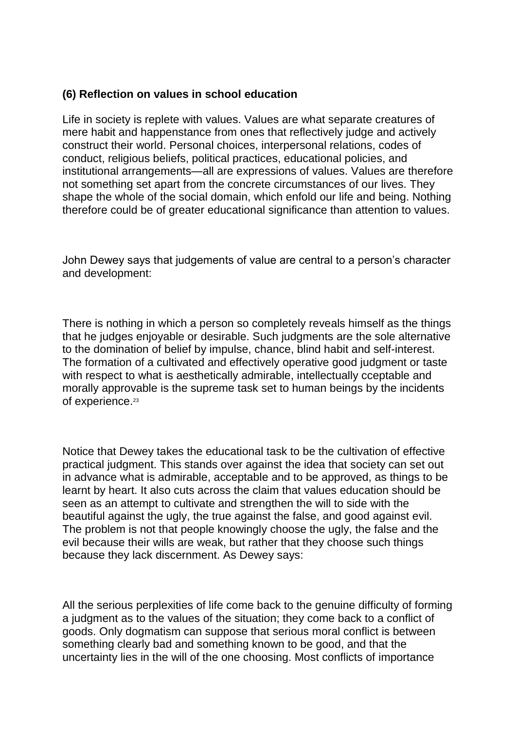**(6) Reflection on values in school education**

Life in society is replete with values. Values are what separate creatures of mere habit and happenstance from ones that reflectively judge and actively construct their world. Personal choices, interpersonal relations, codes of conduct, religious beliefs, political practices, educational policies, and institutional arrangements—all are expressions of values. Values are therefore not something set apart from the concrete circumstances of our lives. They shape the whole of the social domain, which enfold our life and being. Nothing therefore could be of greater educational significance than attention to values.

John Dewey says that judgements of value are central to a person's character and development:

There is nothing in which a person so completely reveals himself as the things that he judges enjoyable or desirable. Such judgments are the sole alternative to the domination of belief by impulse, chance, blind habit and self-interest. The formation of a cultivated and effectively operative good judgment or taste with respect to what is aesthetically admirable, intellectually cceptable and morally approvable is the supreme task set to human beings by the incidents of experience.[23]

Notice that Dewey takes the educational task to be the cultivation of effective practical judgment. This stands over against the idea that society can set out in advance what is admirable, acceptable and to be approved, as things to be learnt by heart. It also cuts across the claim that values education should be seen as an attempt to cultivate and strengthen the will to side with the beautiful against the ugly, the true against the false, and good against evil. The problem is not that people knowingly choose the ugly, the false and the evil because their wills are weak, but rather that they choose such things because they lack discernment. As Dewey says:

All the serious perplexities of life come back to the genuine difficulty of forming a judgment as to the values of the situation; they come back to a conflict of goods. Only dogmatism can suppose that serious moral conflict is between something clearly bad and something known to be good, and that the uncertainty lies in the will of the one choosing. Most conflicts of importance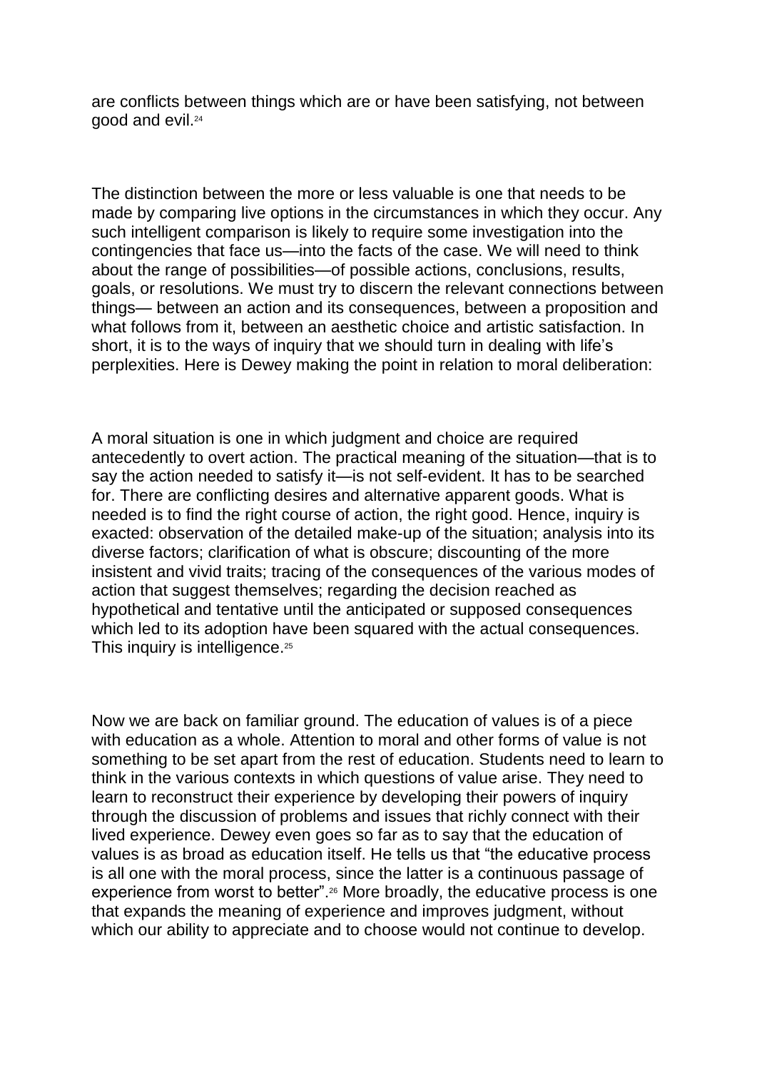are conflicts between things which are or have been satisfying, not between good and evil.[24]

The distinction between the more or less valuable is one that needs to be made by comparing live options in the circumstances in which they occur. Any such intelligent comparison is likely to require some investigation into the contingencies that face us—into the facts of the case. We will need to think about the range of possibilities—of possible actions, conclusions, results, goals, or resolutions. We must try to discern the relevant connections between things— between an action and its consequences, between a proposition and what follows from it, between an aesthetic choice and artistic satisfaction. In short, it is to the ways of inquiry that we should turn in dealing with life's perplexities. Here is Dewey making the point in relation to moral deliberation:

A moral situation is one in which judgment and choice are required antecedently to overt action. The practical meaning of the situation—that is to say the action needed to satisfy it—is not self-evident. It has to be searched for. There are conflicting desires and alternative apparent goods. What is needed is to find the right course of action, the right good. Hence, inquiry is exacted: observation of the detailed make-up of the situation; analysis into its diverse factors; clarification of what is obscure; discounting of the more insistent and vivid traits; tracing of the consequences of the various modes of action that suggest themselves; regarding the decision reached as hypothetical and tentative until the anticipated or supposed consequences which led to its adoption have been squared with the actual consequences. This inquiry is intelligence.[25]

Now we are back on familiar ground. The education of values is of a piece with education as a whole. Attention to moral and other forms of value is not something to be set apart from the rest of education. Students need to learn to think in the various contexts in which questions of value arise. They need to learn to reconstruct their experience by developing their powers of inquiry through the discussion of problems and issues that richly connect with their lived experience. Dewey even goes so far as to say that the education of values is as broad as education itself. He tells us that "the educative process is all one with the moral process, since the latter is a continuous passage of experience from worst to better".[26] More broadly, the educative process is one that expands the meaning of experience and improves judgment, without which our ability to appreciate and to choose would not continue to develop.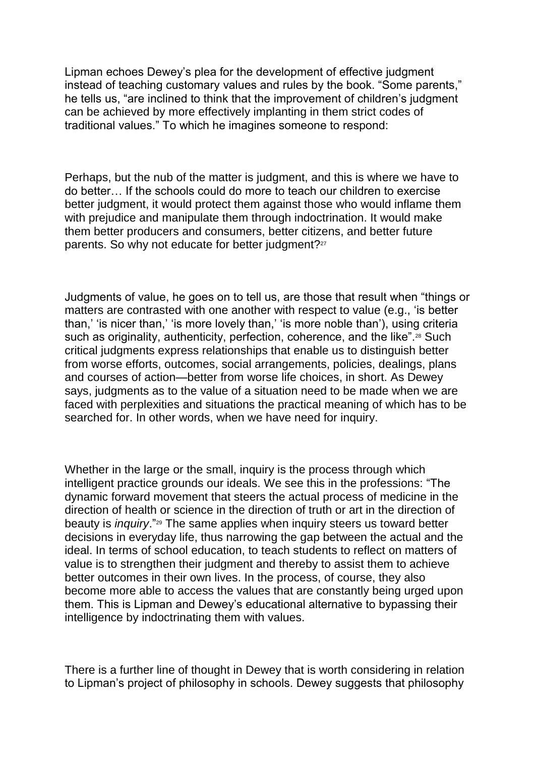Lipman echoes Dewey's plea for the development of effective judgment instead of teaching customary values and rules by the book. "Some parents," he tells us, "are inclined to think that the improvement of children's judgment can be achieved by more effectively implanting in them strict codes of traditional values." To which he imagines someone to respond:

> Perhaps, but the nub of the matter is judgment, and this is where we have to do better… If the schools could do more to teach our children to exercise better judgment, it would protect them against those who would inflame them with prejudice and manipulate them through indoctrination. It would make them better producers and consumers, better citizens, and better future parents. So why not educate for better judgment?[27]

Judgments of value, he goes on to tell us, are those that result when "things or matters are contrasted with one another with respect to value (e.g., 'is better than,' 'is nicer than,' 'is more lovely than,' 'is more noble than'), using criteria such as originality, authenticity, perfection, coherence, and the like".[28] Such critical judgments express relationships that enable us to distinguish better from worse efforts, outcomes, social arrangements, policies, dealings, plans and courses of action—better from worse life choices, in short. As Dewey says, judgments as to the value of a situation need to be made when we are faced with perplexities and situations the practical meaning of which has to be searched for. In other words, when we have need for inquiry.

Whether in the large or the small, inquiry is the process through which intelligent practice grounds our ideals. We see this in the professions: "The dynamic forward movement that steers the actual process of medicine in the direction of health or science in the direction of truth or art in the direction of beauty is *inquiry*."[29] The same applies when inquiry steers us toward better decisions in everyday life, thus narrowing the gap between the actual and the ideal. In terms of school education, to teach students to reflect on matters of value is to strengthen their judgment and thereby to assist them to achieve better outcomes in their own lives. In the process, of course, they also become more able to access the values that are constantly being urged upon them. This is Lipman and Dewey's educational alternative to bypassing their intelligence by indoctrinating them with values.

There is a further line of thought in Dewey that is worth considering in relation to Lipman's project of philosophy in schools. Dewey suggests that philosophy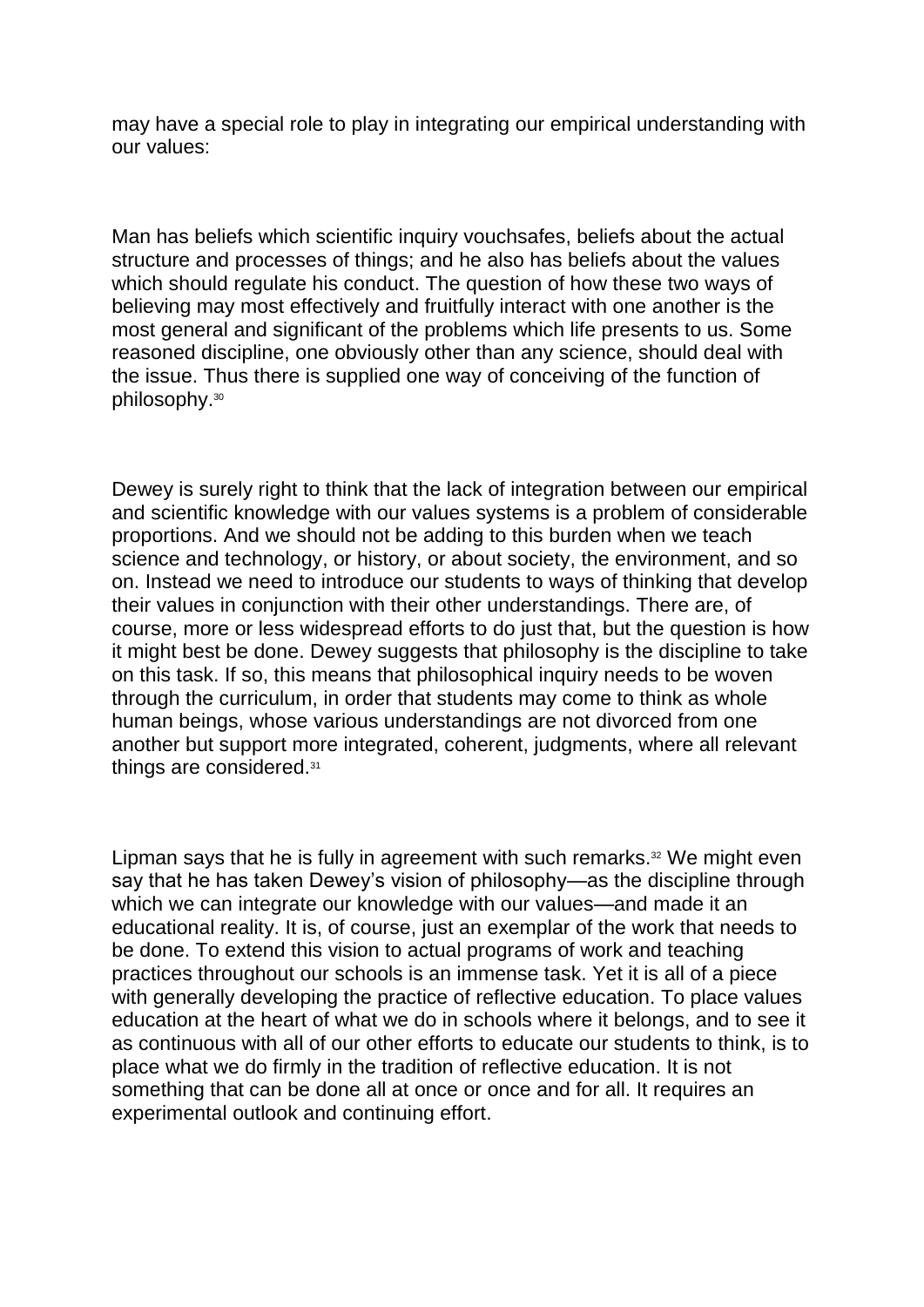may have a special role to play in integrating our empirical understanding with our values:

> Man has beliefs which scientific inquiry vouchsafes, beliefs about the actual structure and processes of things; and he also has beliefs about the values which should regulate his conduct. The question of how these two ways of believing may most effectively and fruitfully interact with one another is the most general and significant of the problems which life presents to us. Some reasoned discipline, one obviously other than any science, should deal with the issue. Thus there is supplied one way of conceiving of the function of philosophy.[30]

Dewey is surely right to think that the lack of integration between our empirical and scientific knowledge with our values systems is a problem of considerable proportions. And we should not be adding to this burden when we teach science and technology, or history, or about society, the environment, and so on. Instead we need to introduce our students to ways of thinking that develop their values in conjunction with their other understandings. There are, of course, more or less widespread efforts to do just that, but the question is how it might best be done. Dewey suggests that philosophy is the discipline to take on this task. If so, this means that philosophical inquiry needs to be woven through the curriculum, in order that students may come to think as whole human beings, whose various understandings are not divorced from one another but support more integrated, coherent, judgments, where all relevant things are considered.[31]

Lipman says that he is fully in agreement with such remarks.[32] We might even say that he has taken Dewey's vision of philosophy—as the discipline through which we can integrate our knowledge with our values—and made it an educational reality. It is, of course, just an exemplar of the work that needs to be done. To extend this vision to actual programs of work and teaching practices throughout our schools is an immense task. Yet it is all of a piece with generally developing the practice of reflective education. To place values education at the heart of what we do in schools where it belongs, and to see it as continuous with all of our other efforts to educate our students to think, is to place what we do firmly in the tradition of reflective education. It is not something that can be done all at once or once and for all. It requires an experimental outlook and continuing effort.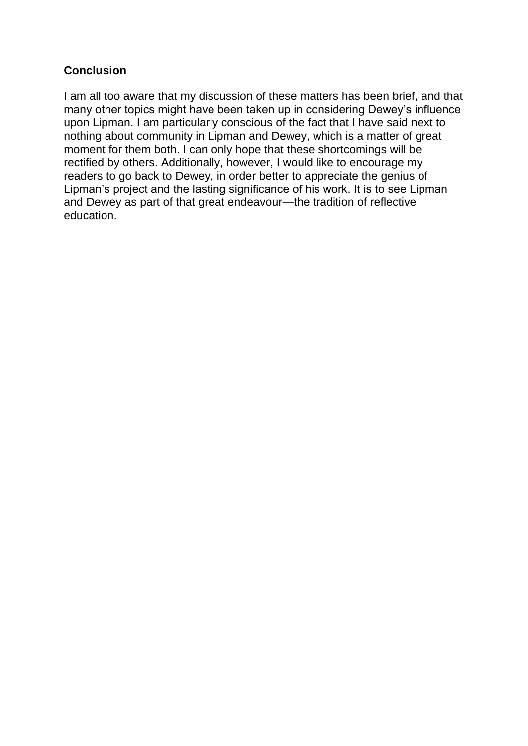## Conclusion

I am all too aware that my discussion of these matters has been brief, and that many other topics might have been taken up in considering Dewey's influence upon Lipman. I am particularly conscious of the fact that I have said next to nothing about community in Lipman and Dewey, which is a matter of great moment for them both. I can only hope that these shortcomings will be rectified by others. Additionally, however, I would like to encourage my readers to go back to Dewey, in order better to appreciate the genius of Lipman's project and the lasting significance of his work. It is to see Lipman and Dewey as part of that great endeavour—the tradition of reflective education.